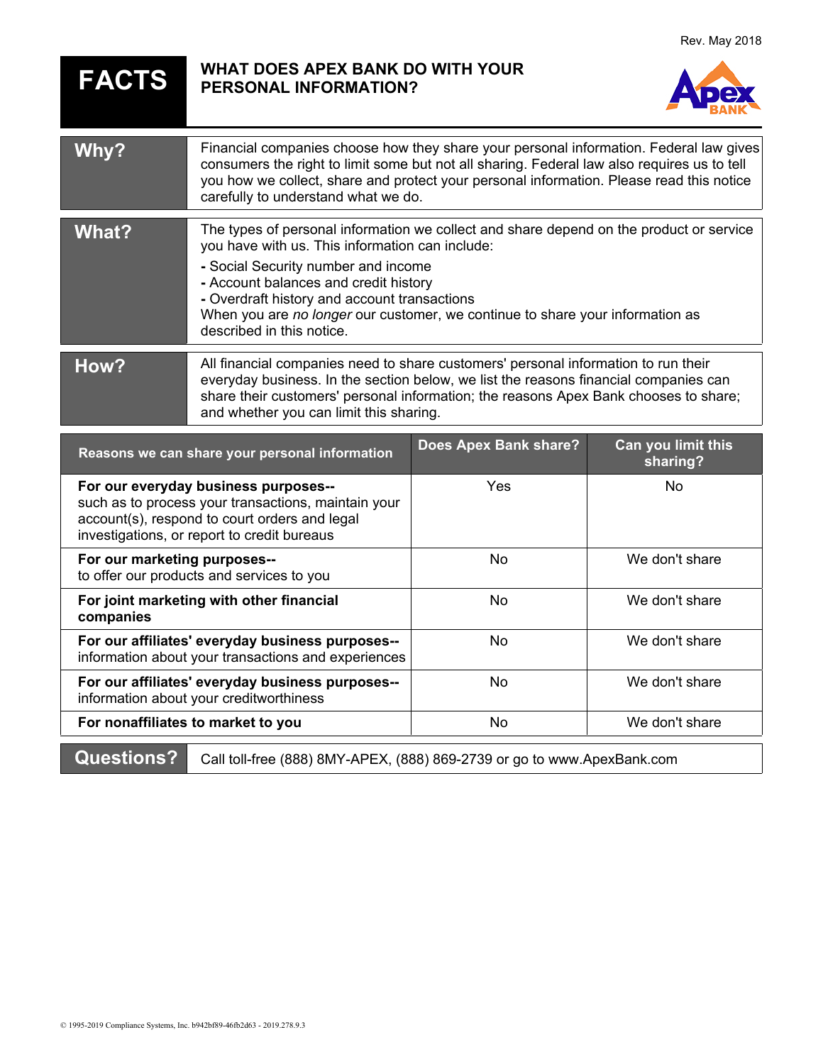Rev. May 2018

# FACTS

## WHAT DOES APEX BANK DO WITH YOUR PERSONAL INFORMATION?

| | |
|---|---|
| **Why?** | Financial companies choose how they share your personal information. Federal law gives consumers the right to limit some but not all sharing. Federal law also requires us to tell you how we collect, share and protect your personal information. Please read this notice carefully to understand what we do. |
| **What?** | The types of personal information we collect and share depend on the product or service you have with us. This information can include:<br>- Social Security number and income<br>- Account balances and credit history<br>- Overdraft history and account transactions<br>When you are *no longer* our customer, we continue to share your information as described in this notice. |
| **How?** | All financial companies need to share customers' personal information to run their everyday business. In the section below, we list the reasons financial companies can share their customers' personal information; the reasons Apex Bank chooses to share; and whether you can limit this sharing. |

| Reasons we can share your personal information | Does Apex Bank share? | Can you limit this sharing? |
|---|---|---|
| **For our everyday business purposes--** such as to process your transactions, maintain your account(s), respond to court orders and legal investigations, or report to credit bureaus | Yes | No |
| **For our marketing purposes--** to offer our products and services to you | No | We don't share |
| **For joint marketing with other financial companies** | No | We don't share |
| **For our affiliates' everyday business purposes--** information about your transactions and experiences | No | We don't share |
| **For our affiliates' everyday business purposes--** information about your creditworthiness | No | We don't share |
| **For nonaffiliates to market to you** | No | We don't share |

| | |
|---|---|
| **Questions?** | Call toll-free (888) 8MY-APEX, (888) 869-2739 or go to www.ApexBank.com |

© 1995-2019 Compliance Systems, Inc. b942bf89-46fb2d63 - 2019.278.9.3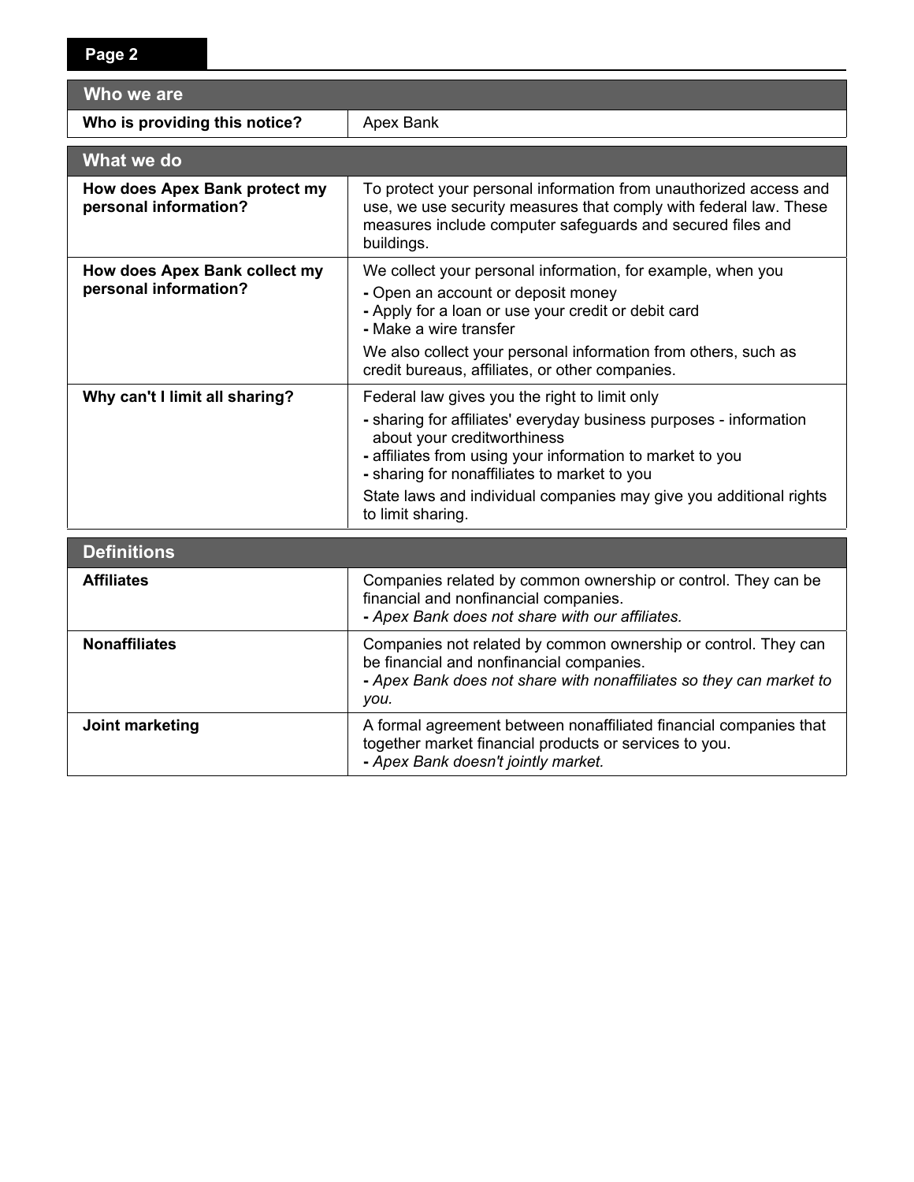| Who we are | |
|---|---|
| **Who is providing this notice?** | Apex Bank |

| What we do | |
|---|---|
| **How does Apex Bank protect my personal information?** | To protect your personal information from unauthorized access and use, we use security measures that comply with federal law. These measures include computer safeguards and secured files and buildings. |
| **How does Apex Bank collect my personal information?** | We collect your personal information, for example, when you<br>**-** Open an account or deposit money<br>**-** Apply for a loan or use your credit or debit card<br>**-** Make a wire transfer<br>We also collect your personal information from others, such as credit bureaus, affiliates, or other companies. |
| **Why can't I limit all sharing?** | Federal law gives you the right to limit only<br>**-** sharing for affiliates' everyday business purposes - information about your creditworthiness<br>**-** affiliates from using your information to market to you<br>**-** sharing for nonaffiliates to market to you<br>State laws and individual companies may give you additional rights to limit sharing. |

| Definitions | |
|---|---|
| **Affiliates** | Companies related by common ownership or control. They can be financial and nonfinancial companies.<br>**-** *Apex Bank does not share with our affiliates.* |
| **Nonaffiliates** | Companies not related by common ownership or control. They can be financial and nonfinancial companies.<br>**-** *Apex Bank does not share with nonaffiliates so they can market to you.* |
| **Joint marketing** | A formal agreement between nonaffiliated financial companies that together market financial products or services to you.<br>**-** *Apex Bank doesn't jointly market.* |